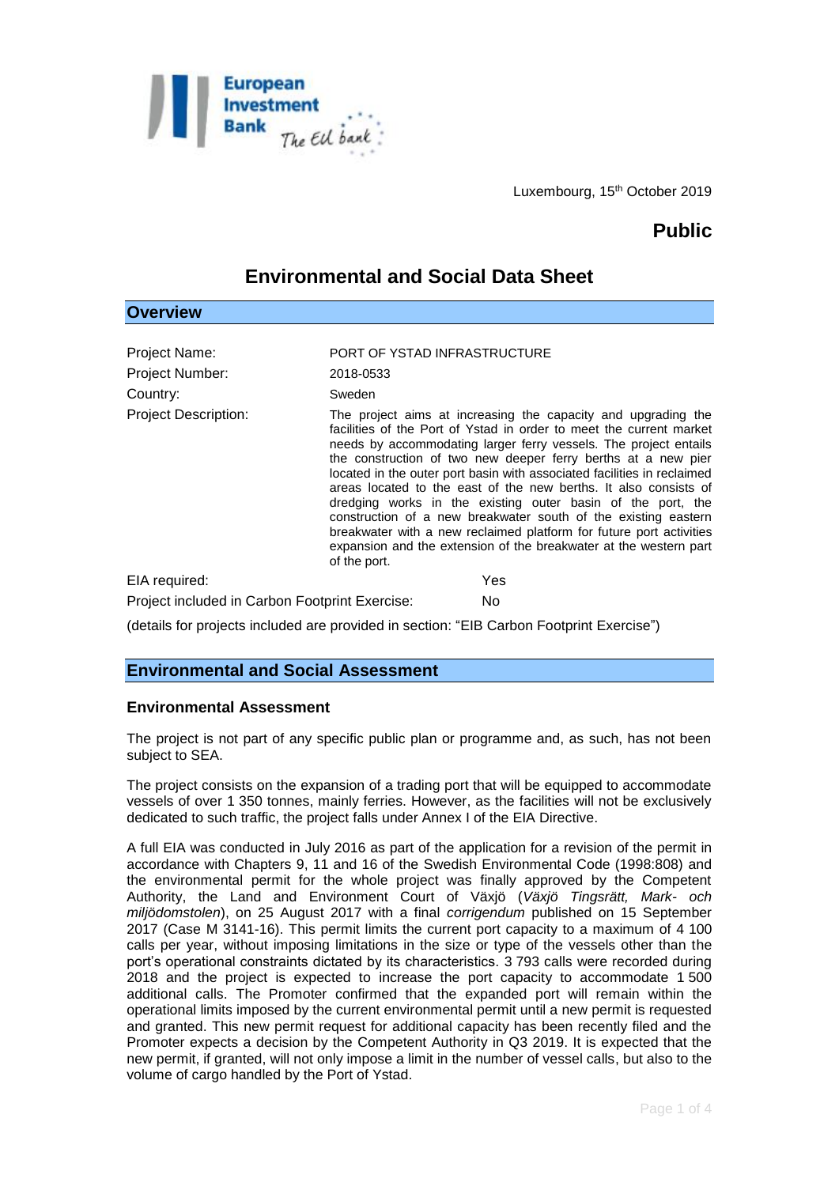Luxembourg, 15th October 2019

**Public**

# Environmental and Social Data Sheet

## Overview

| | |
|---|---|
| Project Name: | PORT OF YSTAD INFRASTRUCTURE |
| Project Number: | 2018-0533 |
| Country: | Sweden |
| Project Description: | The project aims at increasing the capacity and upgrading the facilities of the Port of Ystad in order to meet the current market needs by accommodating larger ferry vessels. The project entails the construction of two new deeper ferry berths at a new pier located in the outer port basin with associated facilities in reclaimed areas located to the east of the new berths. It also consists of dredging works in the existing outer basin of the port, the construction of a new breakwater south of the existing eastern breakwater with a new reclaimed platform for future port activities expansion and the extension of the breakwater at the western part of the port. |

EIA required: Yes

Project included in Carbon Footprint Exercise: No

(details for projects included are provided in section: "EIB Carbon Footprint Exercise")

## Environmental and Social Assessment

### Environmental Assessment

The project is not part of any specific public plan or programme and, as such, has not been subject to SEA.

The project consists on the expansion of a trading port that will be equipped to accommodate vessels of over 1 350 tonnes, mainly ferries. However, as the facilities will not be exclusively dedicated to such traffic, the project falls under Annex I of the EIA Directive.

A full EIA was conducted in July 2016 as part of the application for a revision of the permit in accordance with Chapters 9, 11 and 16 of the Swedish Environmental Code (1998:808) and the environmental permit for the whole project was finally approved by the Competent Authority, the Land and Environment Court of Växjö (*Växjö Tingsrätt, Mark- och miljödomstolen*), on 25 August 2017 with a final *corrigendum* published on 15 September 2017 (Case M 3141-16). This permit limits the current port capacity to a maximum of 4 100 calls per year, without imposing limitations in the size or type of the vessels other than the port's operational constraints dictated by its characteristics. 3 793 calls were recorded during 2018 and the project is expected to increase the port capacity to accommodate 1 500 additional calls. The Promoter confirmed that the expanded port will remain within the operational limits imposed by the current environmental permit until a new permit is requested and granted. This new permit request for additional capacity has been recently filed and the Promoter expects a decision by the Competent Authority in Q3 2019. It is expected that the new permit, if granted, will not only impose a limit in the number of vessel calls, but also to the volume of cargo handled by the Port of Ystad.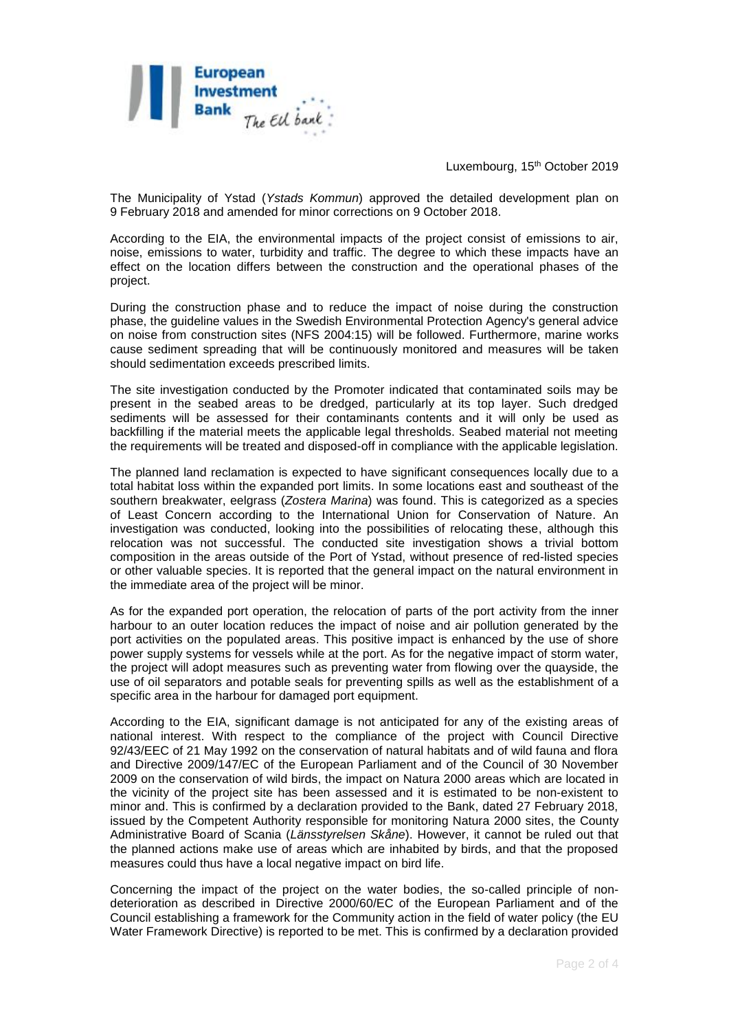Luxembourg, 15th October 2019

The Municipality of Ystad (*Ystads Kommun*) approved the detailed development plan on 9 February 2018 and amended for minor corrections on 9 October 2018.

According to the EIA, the environmental impacts of the project consist of emissions to air, noise, emissions to water, turbidity and traffic. The degree to which these impacts have an effect on the location differs between the construction and the operational phases of the project.

During the construction phase and to reduce the impact of noise during the construction phase, the guideline values in the Swedish Environmental Protection Agency's general advice on noise from construction sites (NFS 2004:15) will be followed. Furthermore, marine works cause sediment spreading that will be continuously monitored and measures will be taken should sedimentation exceeds prescribed limits.

The site investigation conducted by the Promoter indicated that contaminated soils may be present in the seabed areas to be dredged, particularly at its top layer. Such dredged sediments will be assessed for their contaminants contents and it will only be used as backfilling if the material meets the applicable legal thresholds. Seabed material not meeting the requirements will be treated and disposed-off in compliance with the applicable legislation.

The planned land reclamation is expected to have significant consequences locally due to a total habitat loss within the expanded port limits. In some locations east and southeast of the southern breakwater, eelgrass (*Zostera Marina*) was found. This is categorized as a species of Least Concern according to the International Union for Conservation of Nature. An investigation was conducted, looking into the possibilities of relocating these, although this relocation was not successful. The conducted site investigation shows a trivial bottom composition in the areas outside of the Port of Ystad, without presence of red-listed species or other valuable species. It is reported that the general impact on the natural environment in the immediate area of the project will be minor.

As for the expanded port operation, the relocation of parts of the port activity from the inner harbour to an outer location reduces the impact of noise and air pollution generated by the port activities on the populated areas. This positive impact is enhanced by the use of shore power supply systems for vessels while at the port. As for the negative impact of storm water, the project will adopt measures such as preventing water from flowing over the quayside, the use of oil separators and potable seals for preventing spills as well as the establishment of a specific area in the harbour for damaged port equipment.

According to the EIA, significant damage is not anticipated for any of the existing areas of national interest. With respect to the compliance of the project with Council Directive 92/43/EEC of 21 May 1992 on the conservation of natural habitats and of wild fauna and flora and Directive 2009/147/EC of the European Parliament and of the Council of 30 November 2009 on the conservation of wild birds, the impact on Natura 2000 areas which are located in the vicinity of the project site has been assessed and it is estimated to be non-existent to minor and. This is confirmed by a declaration provided to the Bank, dated 27 February 2018, issued by the Competent Authority responsible for monitoring Natura 2000 sites, the County Administrative Board of Scania (*Länsstyrelsen Skåne*). However, it cannot be ruled out that the planned actions make use of areas which are inhabited by birds, and that the proposed measures could thus have a local negative impact on bird life.

Concerning the impact of the project on the water bodies, the so-called principle of non-deterioration as described in Directive 2000/60/EC of the European Parliament and of the Council establishing a framework for the Community action in the field of water policy (the EU Water Framework Directive) is reported to be met. This is confirmed by a declaration provided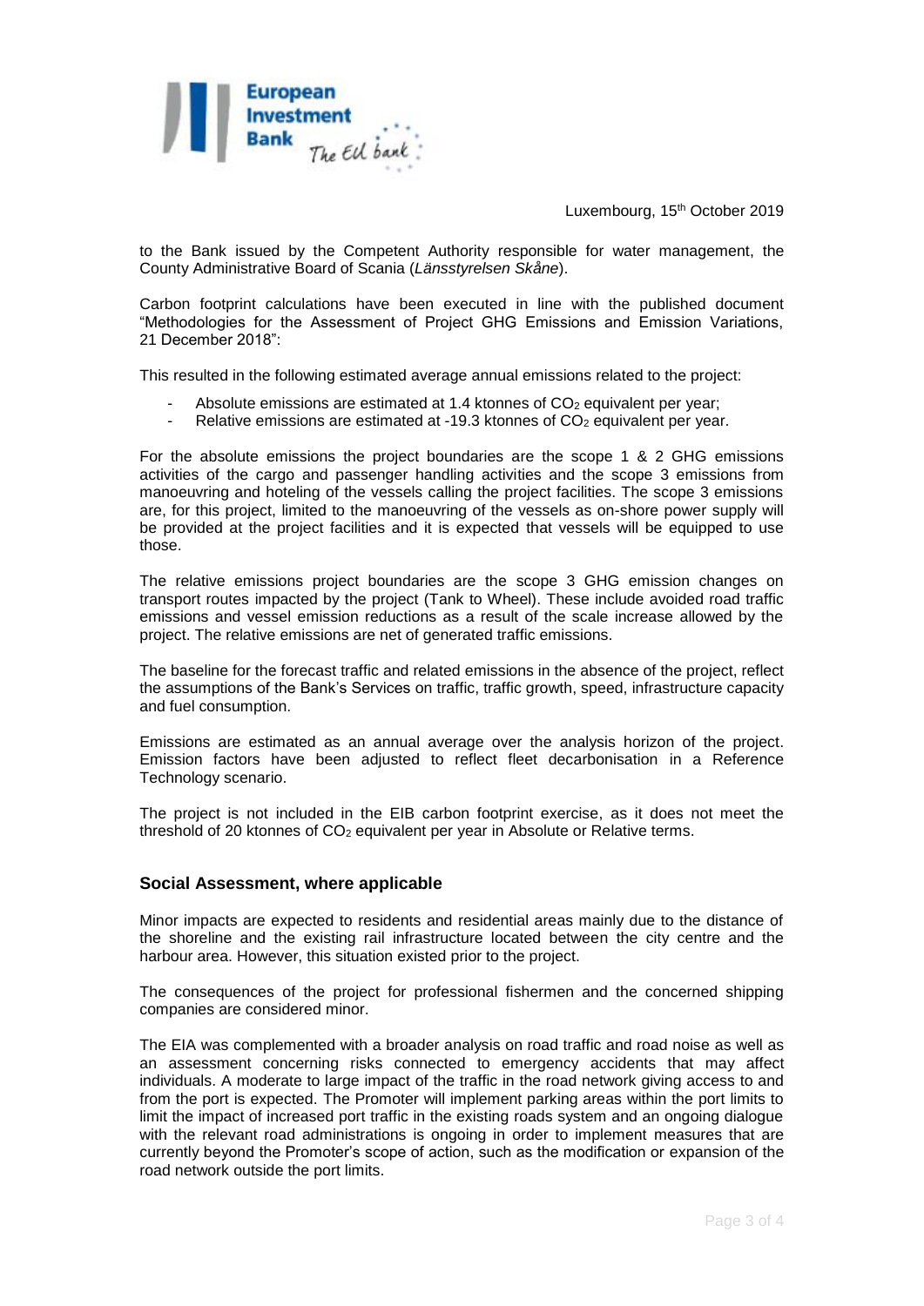Luxembourg, 15th October 2019

to the Bank issued by the Competent Authority responsible for water management, the County Administrative Board of Scania (*Länsstyrelsen Skåne*).

Carbon footprint calculations have been executed in line with the published document "Methodologies for the Assessment of Project GHG Emissions and Emission Variations, 21 December 2018":

This resulted in the following estimated average annual emissions related to the project:

- Absolute emissions are estimated at 1.4 ktonnes of $CO_2$ equivalent per year;
- Relative emissions are estimated at -19.3 ktonnes of $CO_2$ equivalent per year.

For the absolute emissions the project boundaries are the scope 1 & 2 GHG emissions activities of the cargo and passenger handling activities and the scope 3 emissions from manoeuvring and hoteling of the vessels calling the project facilities. The scope 3 emissions are, for this project, limited to the manoeuvring of the vessels as on-shore power supply will be provided at the project facilities and it is expected that vessels will be equipped to use those.

The relative emissions project boundaries are the scope 3 GHG emission changes on transport routes impacted by the project (Tank to Wheel). These include avoided road traffic emissions and vessel emission reductions as a result of the scale increase allowed by the project. The relative emissions are net of generated traffic emissions.

The baseline for the forecast traffic and related emissions in the absence of the project, reflect the assumptions of the Bank's Services on traffic, traffic growth, speed, infrastructure capacity and fuel consumption.

Emissions are estimated as an annual average over the analysis horizon of the project. Emission factors have been adjusted to reflect fleet decarbonisation in a Reference Technology scenario.

The project is not included in the EIB carbon footprint exercise, as it does not meet the threshold of 20 ktonnes of $CO_2$ equivalent per year in Absolute or Relative terms.

## Social Assessment, where applicable

Minor impacts are expected to residents and residential areas mainly due to the distance of the shoreline and the existing rail infrastructure located between the city centre and the harbour area. However, this situation existed prior to the project.

The consequences of the project for professional fishermen and the concerned shipping companies are considered minor.

The EIA was complemented with a broader analysis on road traffic and road noise as well as an assessment concerning risks connected to emergency accidents that may affect individuals. A moderate to large impact of the traffic in the road network giving access to and from the port is expected. The Promoter will implement parking areas within the port limits to limit the impact of increased port traffic in the existing roads system and an ongoing dialogue with the relevant road administrations is ongoing in order to implement measures that are currently beyond the Promoter's scope of action, such as the modification or expansion of the road network outside the port limits.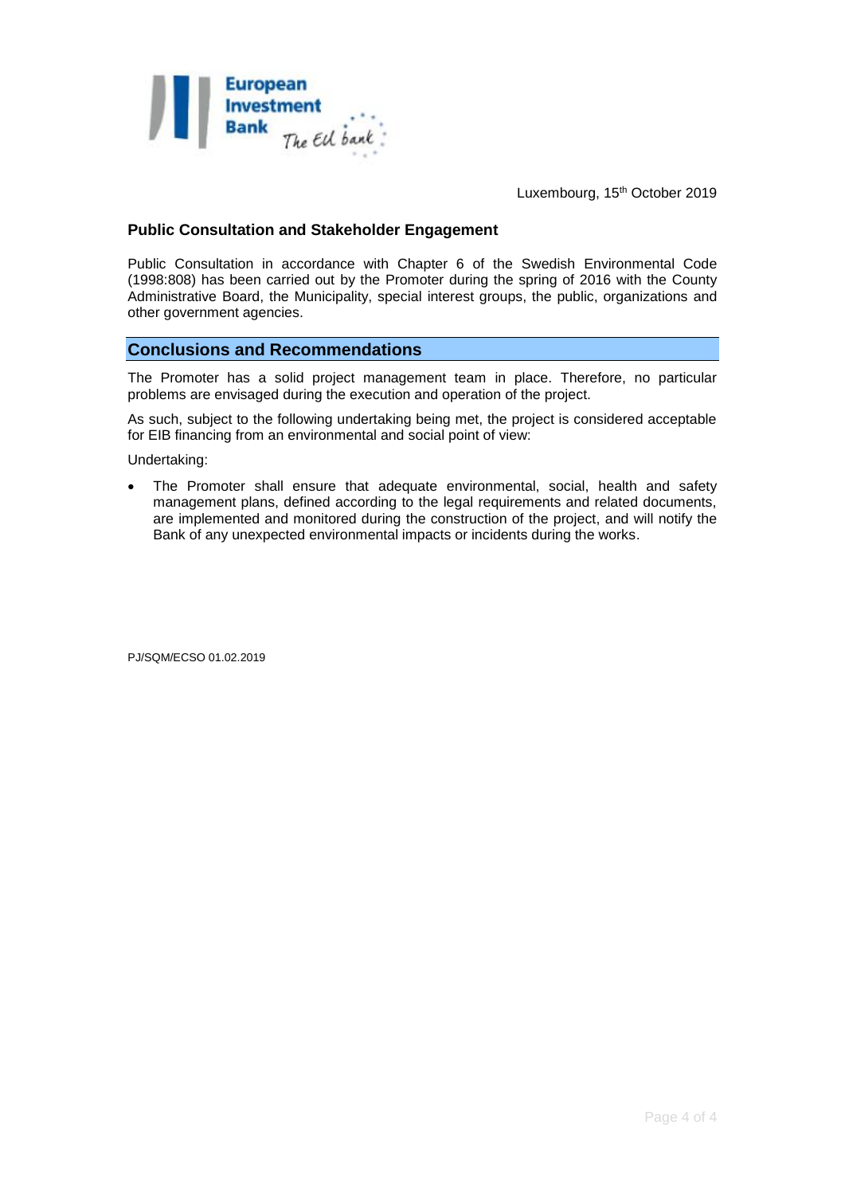Luxembourg, 15th October 2019

### Public Consultation and Stakeholder Engagement

Public Consultation in accordance with Chapter 6 of the Swedish Environmental Code (1998:808) has been carried out by the Promoter during the spring of 2016 with the County Administrative Board, the Municipality, special interest groups, the public, organizations and other government agencies.

## Conclusions and Recommendations

The Promoter has a solid project management team in place. Therefore, no particular problems are envisaged during the execution and operation of the project.

As such, subject to the following undertaking being met, the project is considered acceptable for EIB financing from an environmental and social point of view:

Undertaking:

- The Promoter shall ensure that adequate environmental, social, health and safety management plans, defined according to the legal requirements and related documents, are implemented and monitored during the construction of the project, and will notify the Bank of any unexpected environmental impacts or incidents during the works.

PJ/SQM/ECSO 01.02.2019